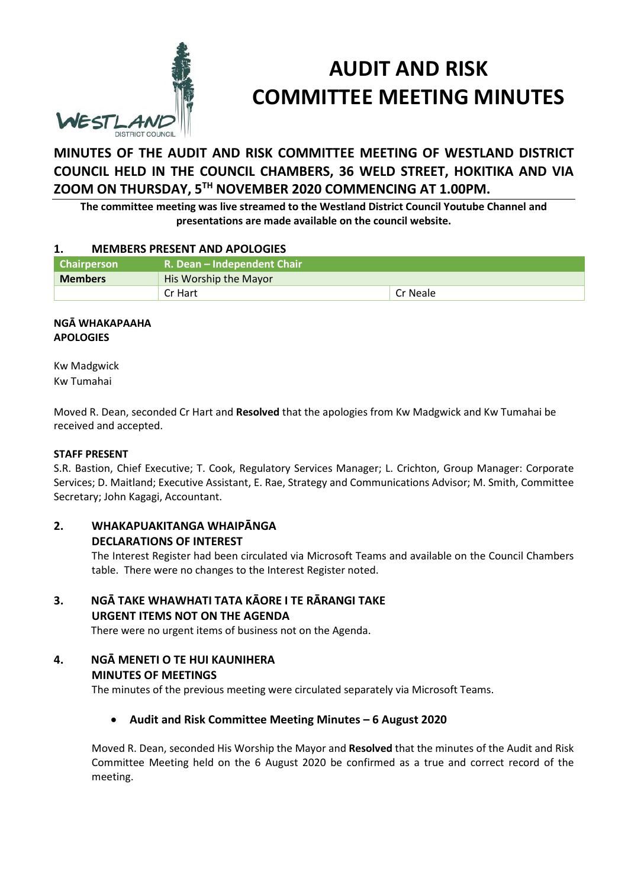# AUDIT AND RISK COMMITTEE MEETING MINUTES

## MINUTES OF THE AUDIT AND RISK COMMITTEE MEETING OF WESTLAND DISTRICT COUNCIL HELD IN THE COUNCIL CHAMBERS, 36 WELD STREET, HOKITIKA AND VIA ZOOM ON THURSDAY, 5TH NOVEMBER 2020 COMMENCING AT 1.00PM.

**The committee meeting was live streamed to the Westland District Council Youtube Channel and presentations are made available on the council website.**

### 1. MEMBERS PRESENT AND APOLOGIES

| Chairperson | R. Dean – Independent Chair | |
|---|---|---|
| **Members** | His Worship the Mayor | |
| | Cr Hart | Cr Neale |

**NGĀ WHAKAPAAHA**
**APOLOGIES**

Kw Madgwick
Kw Tumahai

Moved R. Dean, seconded Cr Hart and **Resolved** that the apologies from Kw Madgwick and Kw Tumahai be received and accepted.

**STAFF PRESENT**

S.R. Bastion, Chief Executive; T. Cook, Regulatory Services Manager; L. Crichton, Group Manager: Corporate Services; D. Maitland; Executive Assistant, E. Rae, Strategy and Communications Advisor; M. Smith, Committee Secretary; John Kagagi, Accountant.

### 2. WHAKAPUAKITANGA WHAIPĀNGA
### DECLARATIONS OF INTEREST

The Interest Register had been circulated via Microsoft Teams and available on the Council Chambers table. There were no changes to the Interest Register noted.

### 3. NGĀ TAKE WHAWHATI TATA KĀORE I TE RĀRANGI TAKE
### URGENT ITEMS NOT ON THE AGENDA

There were no urgent items of business not on the Agenda.

### 4. NGĀ MENETI O TE HUI KAUNIHERA
### MINUTES OF MEETINGS

The minutes of the previous meeting were circulated separately via Microsoft Teams.

- **Audit and Risk Committee Meeting Minutes – 6 August 2020**

Moved R. Dean, seconded His Worship the Mayor and **Resolved** that the minutes of the Audit and Risk Committee Meeting held on the 6 August 2020 be confirmed as a true and correct record of the meeting.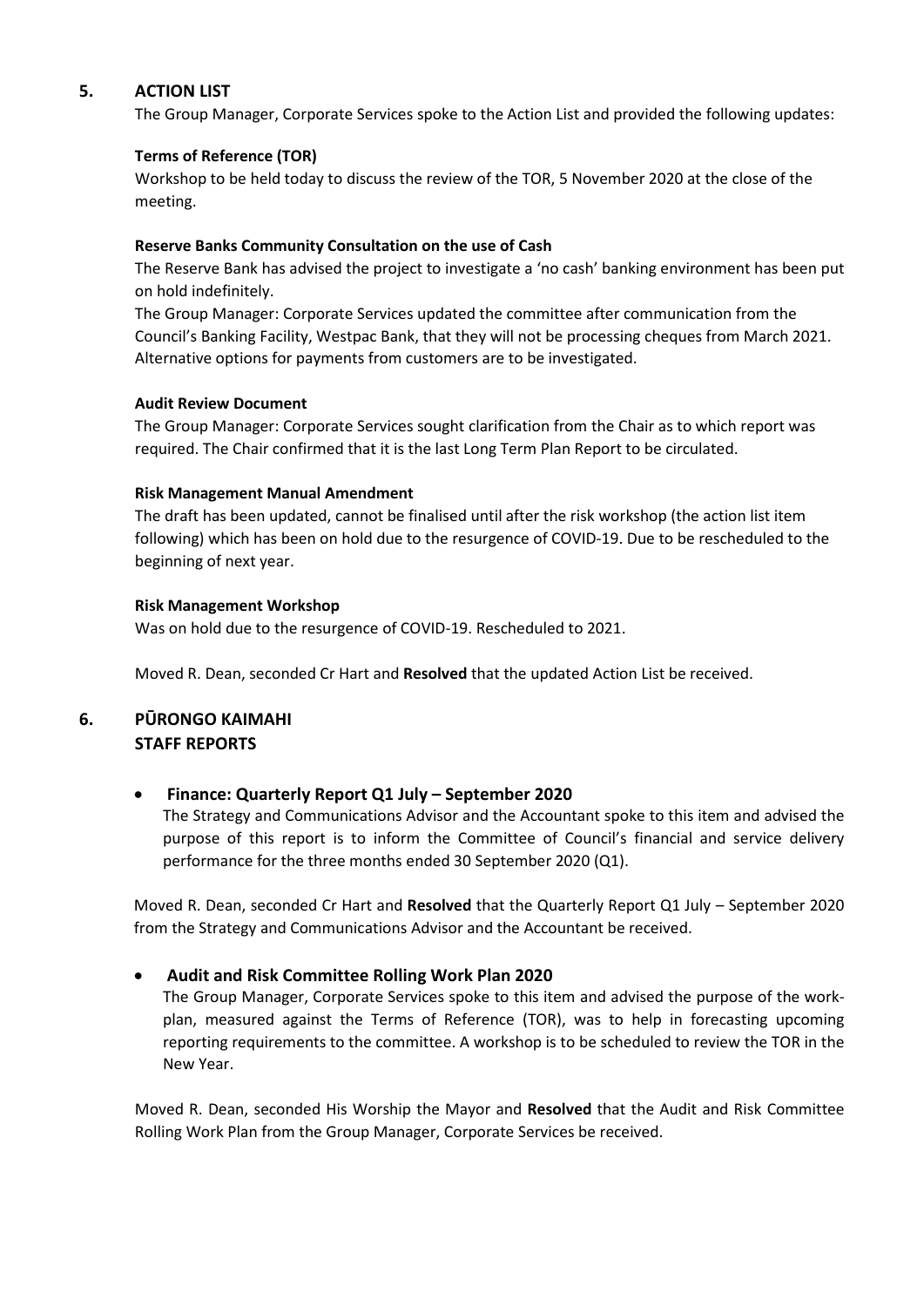## 5. ACTION LIST

The Group Manager, Corporate Services spoke to the Action List and provided the following updates:

**Terms of Reference (TOR)**

Workshop to be held today to discuss the review of the TOR, 5 November 2020 at the close of the meeting.

**Reserve Banks Community Consultation on the use of Cash**

The Reserve Bank has advised the project to investigate a 'no cash' banking environment has been put on hold indefinitely.

The Group Manager: Corporate Services updated the committee after communication from the Council's Banking Facility, Westpac Bank, that they will not be processing cheques from March 2021. Alternative options for payments from customers are to be investigated.

**Audit Review Document**

The Group Manager: Corporate Services sought clarification from the Chair as to which report was required. The Chair confirmed that it is the last Long Term Plan Report to be circulated.

**Risk Management Manual Amendment**

The draft has been updated, cannot be finalised until after the risk workshop (the action list item following) which has been on hold due to the resurgence of COVID-19. Due to be rescheduled to the beginning of next year.

**Risk Management Workshop**

Was on hold due to the resurgence of COVID-19. Rescheduled to 2021.

Moved R. Dean, seconded Cr Hart and **Resolved** that the updated Action List be received.

## 6. PŪRONGO KAIMAHI STAFF REPORTS

- **Finance: Quarterly Report Q1 July – September 2020**

  The Strategy and Communications Advisor and the Accountant spoke to this item and advised the purpose of this report is to inform the Committee of Council's financial and service delivery performance for the three months ended 30 September 2020 (Q1).

Moved R. Dean, seconded Cr Hart and **Resolved** that the Quarterly Report Q1 July – September 2020 from the Strategy and Communications Advisor and the Accountant be received.

- **Audit and Risk Committee Rolling Work Plan 2020**

  The Group Manager, Corporate Services spoke to this item and advised the purpose of the work-plan, measured against the Terms of Reference (TOR), was to help in forecasting upcoming reporting requirements to the committee. A workshop is to be scheduled to review the TOR in the New Year.

Moved R. Dean, seconded His Worship the Mayor and **Resolved** that the Audit and Risk Committee Rolling Work Plan from the Group Manager, Corporate Services be received.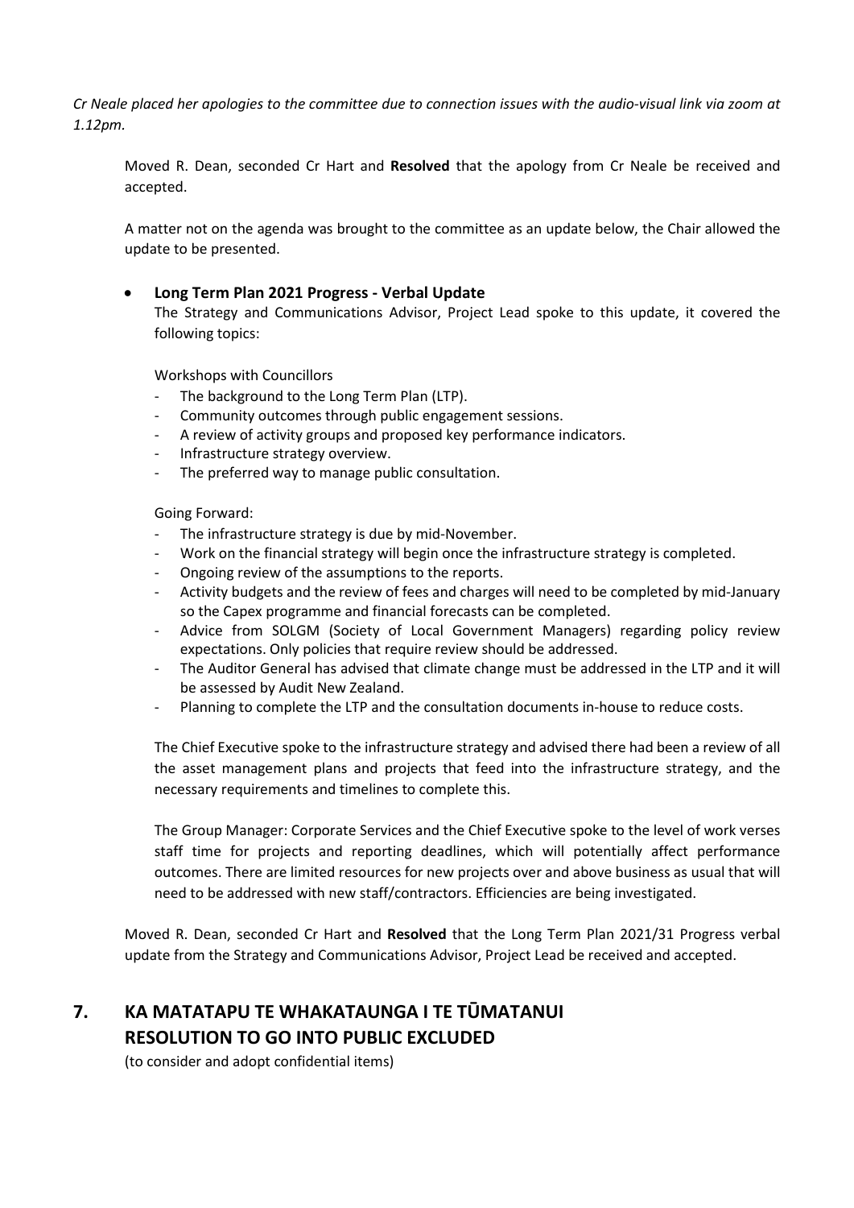*Cr Neale placed her apologies to the committee due to connection issues with the audio-visual link via zoom at 1.12pm.*

Moved R. Dean, seconded Cr Hart and **Resolved** that the apology from Cr Neale be received and accepted.

A matter not on the agenda was brought to the committee as an update below, the Chair allowed the update to be presented.

- **Long Term Plan 2021 Progress - Verbal Update**

  The Strategy and Communications Advisor, Project Lead spoke to this update, it covered the following topics:

  Workshops with Councillors

  - The background to the Long Term Plan (LTP).
  - Community outcomes through public engagement sessions.
  - A review of activity groups and proposed key performance indicators.
  - Infrastructure strategy overview.
  - The preferred way to manage public consultation.

  Going Forward:

  - The infrastructure strategy is due by mid-November.
  - Work on the financial strategy will begin once the infrastructure strategy is completed.
  - Ongoing review of the assumptions to the reports.
  - Activity budgets and the review of fees and charges will need to be completed by mid-January so the Capex programme and financial forecasts can be completed.
  - Advice from SOLGM (Society of Local Government Managers) regarding policy review expectations. Only policies that require review should be addressed.
  - The Auditor General has advised that climate change must be addressed in the LTP and it will be assessed by Audit New Zealand.
  - Planning to complete the LTP and the consultation documents in-house to reduce costs.

  The Chief Executive spoke to the infrastructure strategy and advised there had been a review of all the asset management plans and projects that feed into the infrastructure strategy, and the necessary requirements and timelines to complete this.

  The Group Manager: Corporate Services and the Chief Executive spoke to the level of work verses staff time for projects and reporting deadlines, which will potentially affect performance outcomes. There are limited resources for new projects over and above business as usual that will need to be addressed with new staff/contractors. Efficiencies are being investigated.

Moved R. Dean, seconded Cr Hart and **Resolved** that the Long Term Plan 2021/31 Progress verbal update from the Strategy and Communications Advisor, Project Lead be received and accepted.

## 7. KA MATATAPU TE WHAKATAUNGA I TE TŪMATANUI RESOLUTION TO GO INTO PUBLIC EXCLUDED

(to consider and adopt confidential items)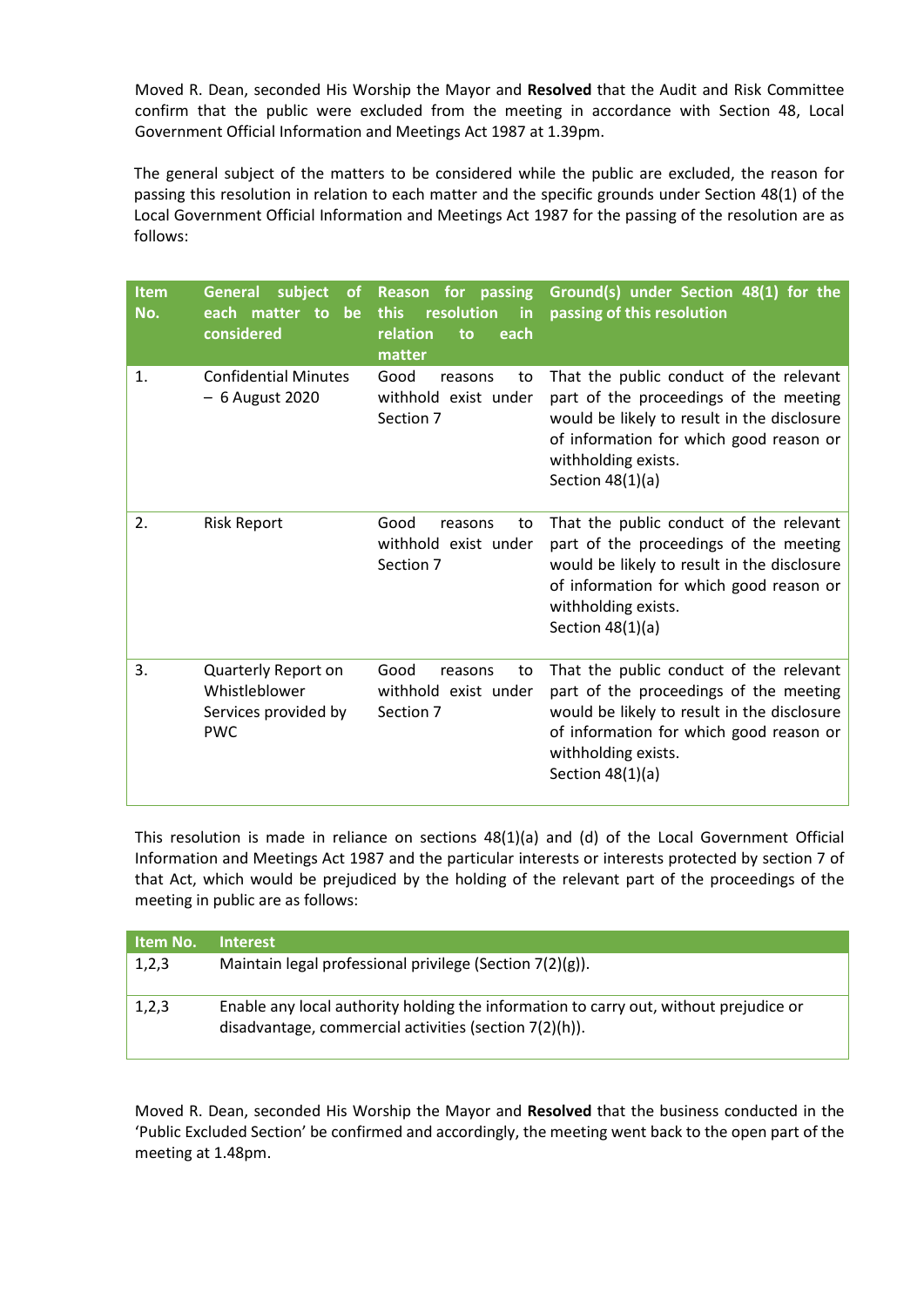Moved R. Dean, seconded His Worship the Mayor and **Resolved** that the Audit and Risk Committee confirm that the public were excluded from the meeting in accordance with Section 48, Local Government Official Information and Meetings Act 1987 at 1.39pm.

The general subject of the matters to be considered while the public are excluded, the reason for passing this resolution in relation to each matter and the specific grounds under Section 48(1) of the Local Government Official Information and Meetings Act 1987 for the passing of the resolution are as follows:

| Item No. | General subject of each matter to be considered | Reason for passing this resolution in relation to each matter | Ground(s) under Section 48(1) for the passing of this resolution |
|---|---|---|---|
| 1. | Confidential Minutes – 6 August 2020 | Good reasons to withhold exist under Section 7 | That the public conduct of the relevant part of the proceedings of the meeting would be likely to result in the disclosure of information for which good reason or withholding exists. Section 48(1)(a) |
| 2. | Risk Report | Good reasons to withhold exist under Section 7 | That the public conduct of the relevant part of the proceedings of the meeting would be likely to result in the disclosure of information for which good reason or withholding exists. Section 48(1)(a) |
| 3. | Quarterly Report on Whistleblower Services provided by PWC | Good reasons to withhold exist under Section 7 | That the public conduct of the relevant part of the proceedings of the meeting would be likely to result in the disclosure of information for which good reason or withholding exists. Section 48(1)(a) |

This resolution is made in reliance on sections 48(1)(a) and (d) of the Local Government Official Information and Meetings Act 1987 and the particular interests or interests protected by section 7 of that Act, which would be prejudiced by the holding of the relevant part of the proceedings of the meeting in public are as follows:

| Item No. | Interest |
|---|---|
| 1,2,3 | Maintain legal professional privilege (Section 7(2)(g)). |
| 1,2,3 | Enable any local authority holding the information to carry out, without prejudice or disadvantage, commercial activities (section 7(2)(h)). |

Moved R. Dean, seconded His Worship the Mayor and **Resolved** that the business conducted in the 'Public Excluded Section' be confirmed and accordingly, the meeting went back to the open part of the meeting at 1.48pm.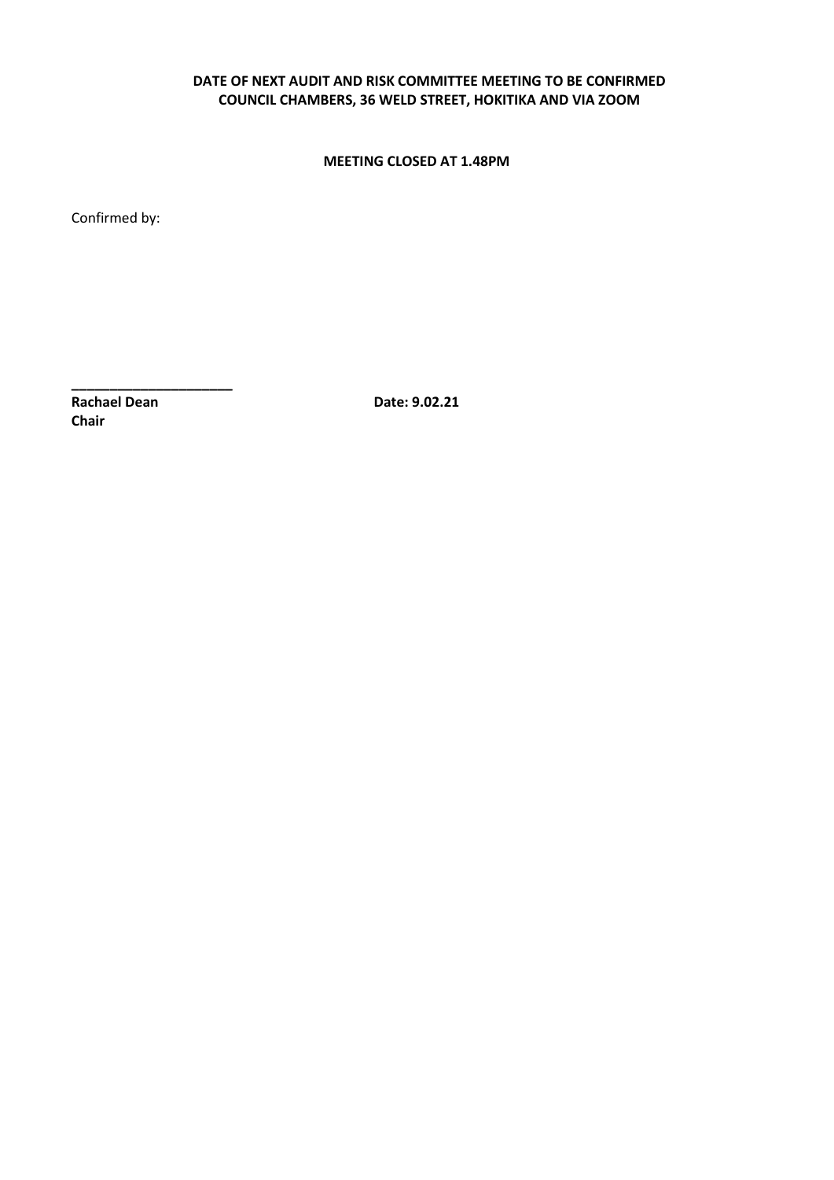**DATE OF NEXT AUDIT AND RISK COMMITTEE MEETING TO BE CONFIRMED**
**COUNCIL CHAMBERS, 36 WELD STREET, HOKITIKA AND VIA ZOOM**

**MEETING CLOSED AT 1.48PM**

Confirmed by:

______________________
**Rachael Dean** **Date: 9.02.21**
**Chair**